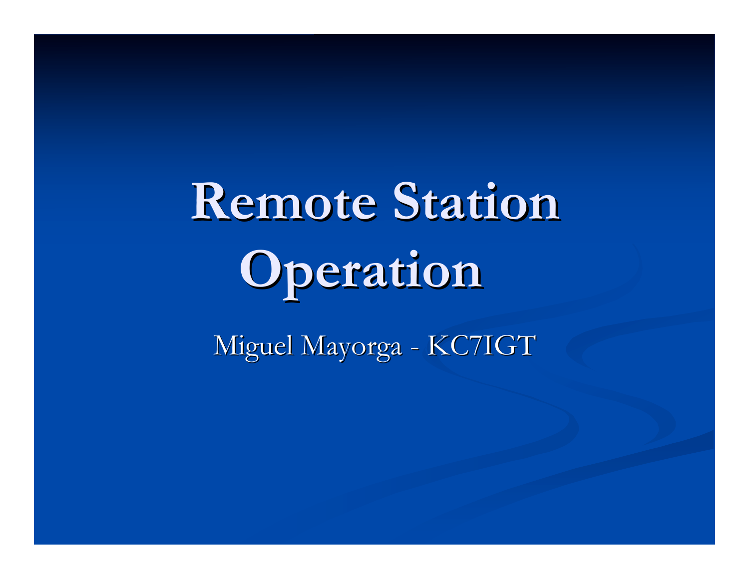# Remote Station Operation

Miguel Mayorga - KC7IGT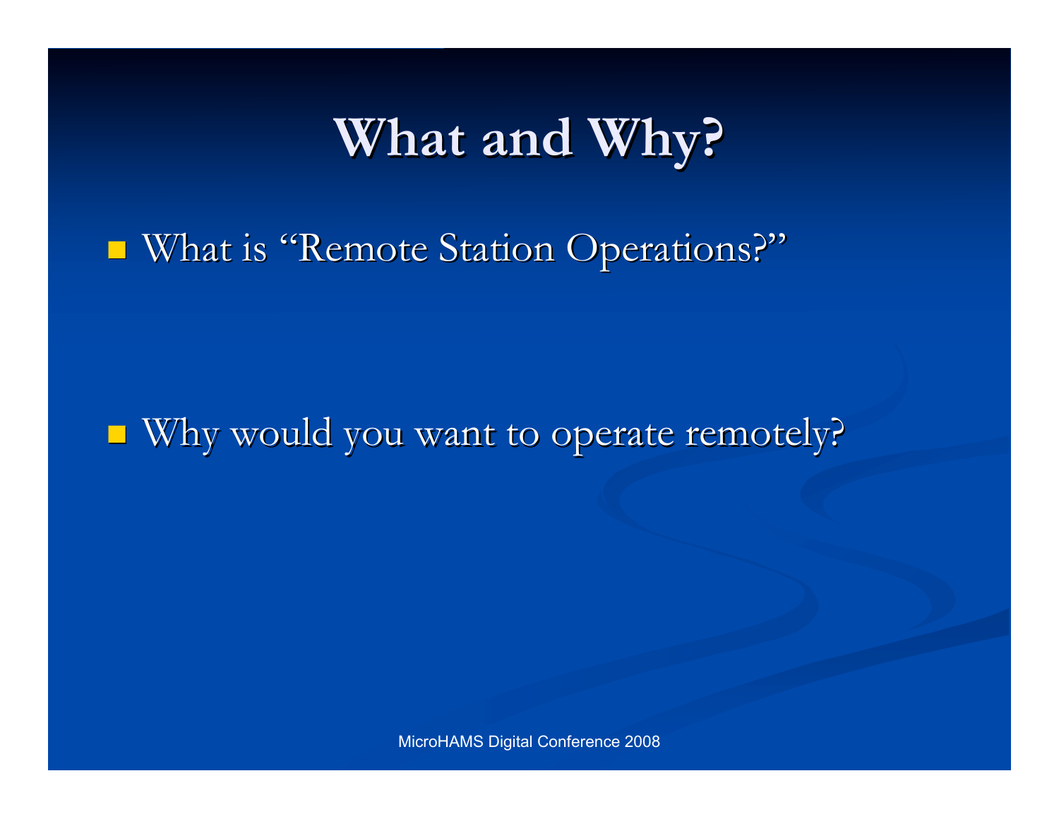# What and Why?

- What is “Remote Station Operations?”

- Why would you want to operate remotely?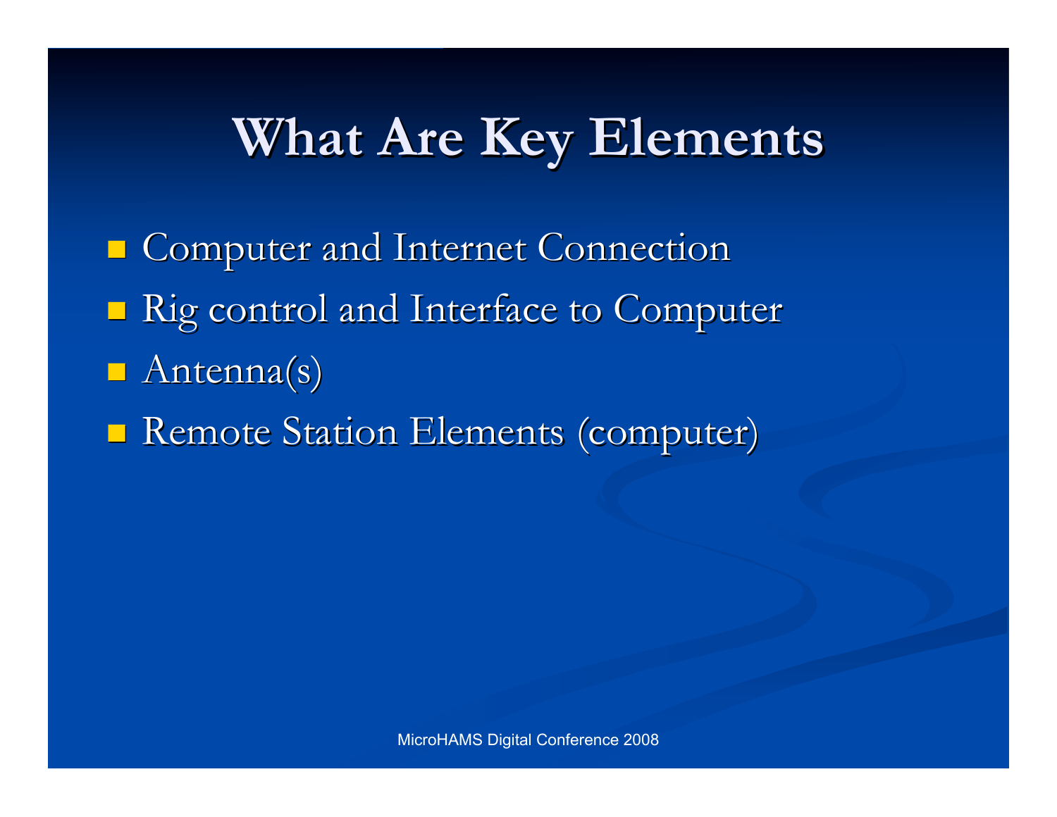# What Are Key Elements

- Computer and Internet Connection
- Rig control and Interface to Computer
- Antenna(s)
- Remote Station Elements (computer)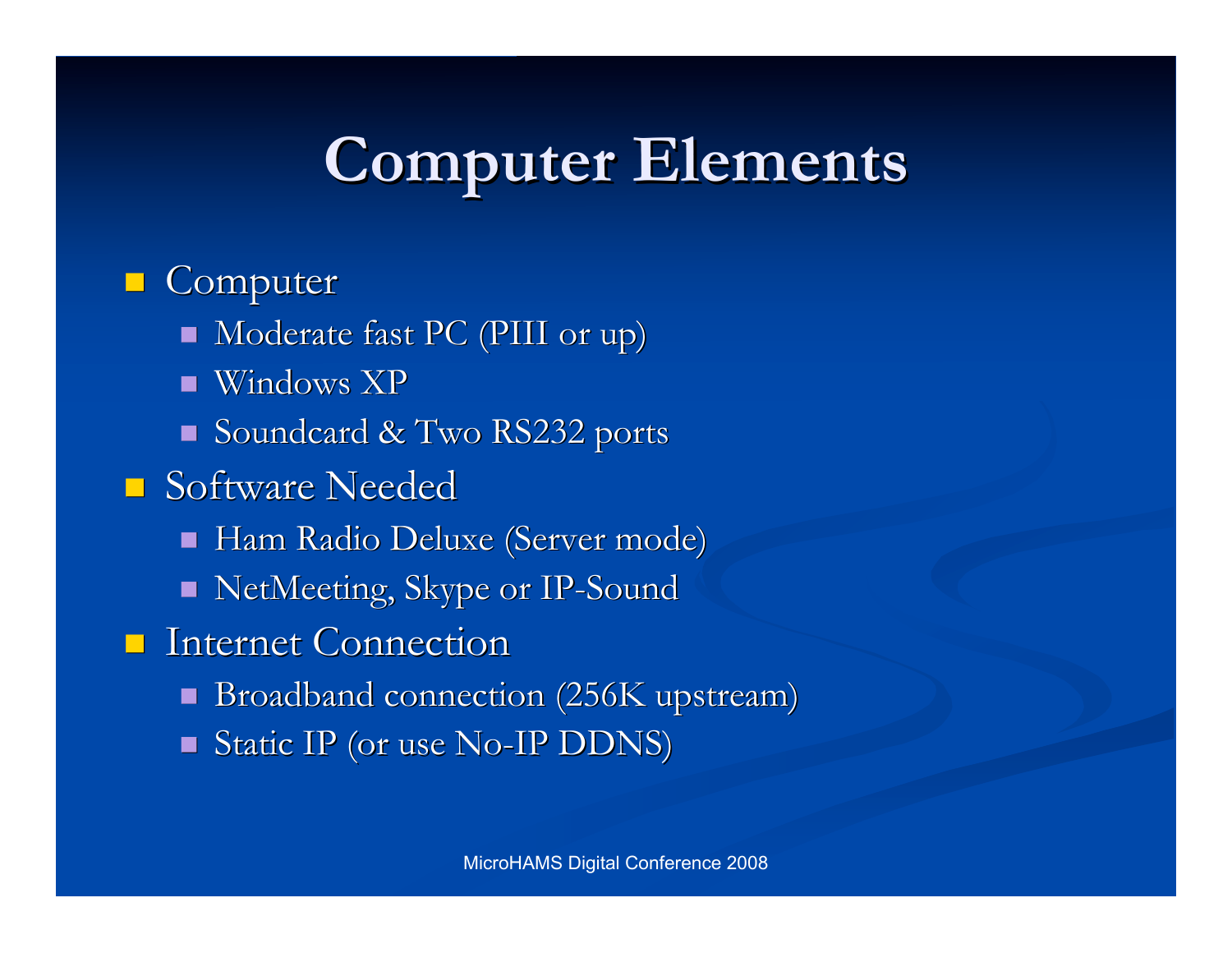# Computer Elements

- Computer
  - Moderate fast PC (PIII or up)
  - Windows XP
  - Soundcard & Two RS232 ports
- Software Needed
  - Ham Radio Deluxe (Server mode)
  - NetMeeting, Skype or IP-Sound
- Internet Connection
  - Broadband connection (256K upstream)
  - Static IP (or use No-IP DDNS)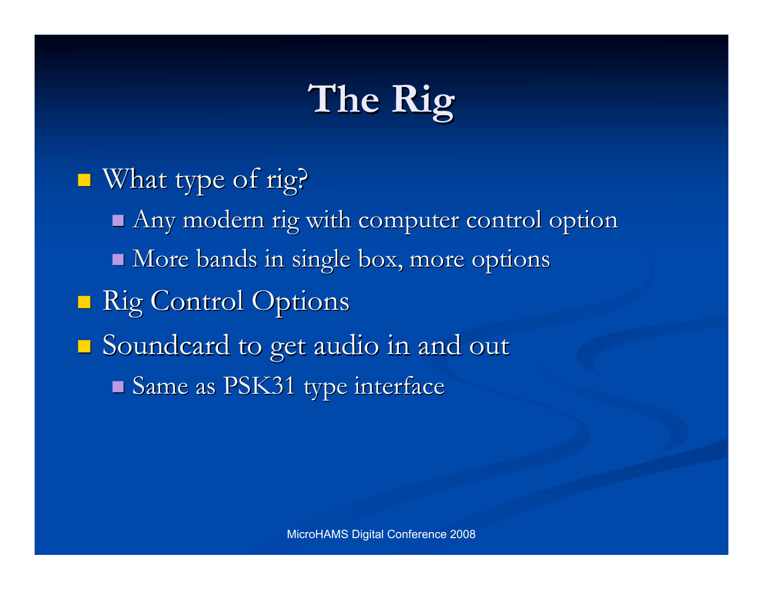# The Rig

- What type of rig?
  - Any modern rig with computer control option
  - More bands in single box, more options
- Rig Control Options
- Soundcard to get audio in and out
  - Same as PSK31 type interface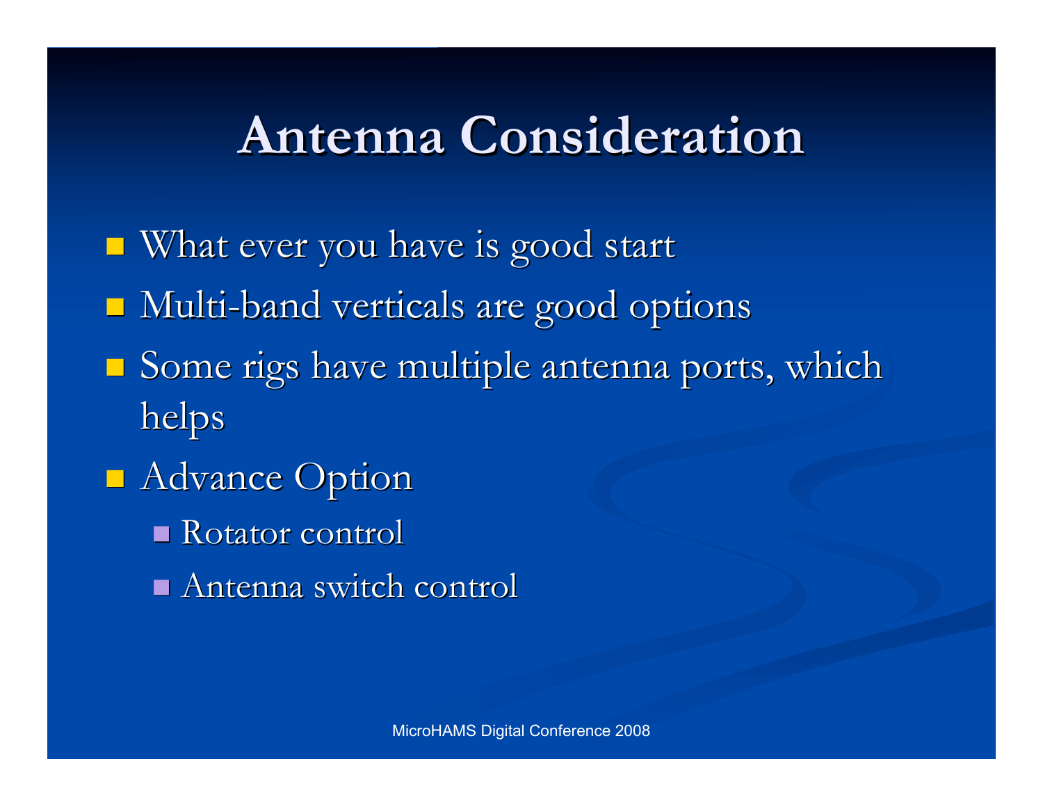# Antenna Consideration

- What ever you have is good start
- Multi-band verticals are good options
- Some rigs have multiple antenna ports, which helps
- Advance Option
  - Rotator control
  - Antenna switch control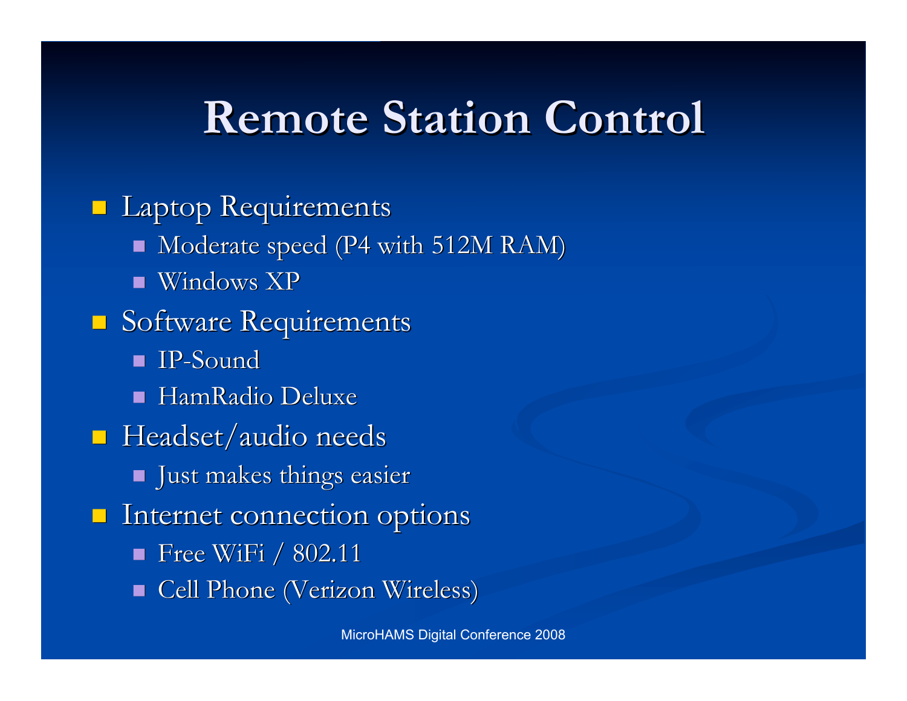# Remote Station Control

- Laptop Requirements
  - Moderate speed (P4 with 512M RAM)
  - Windows XP
- Software Requirements
  - IP-Sound
  - HamRadio Deluxe
- Headset/audio needs
  - Just makes things easier
- Internet connection options
  - Free WiFi / 802.11
  - Cell Phone (Verizon Wireless)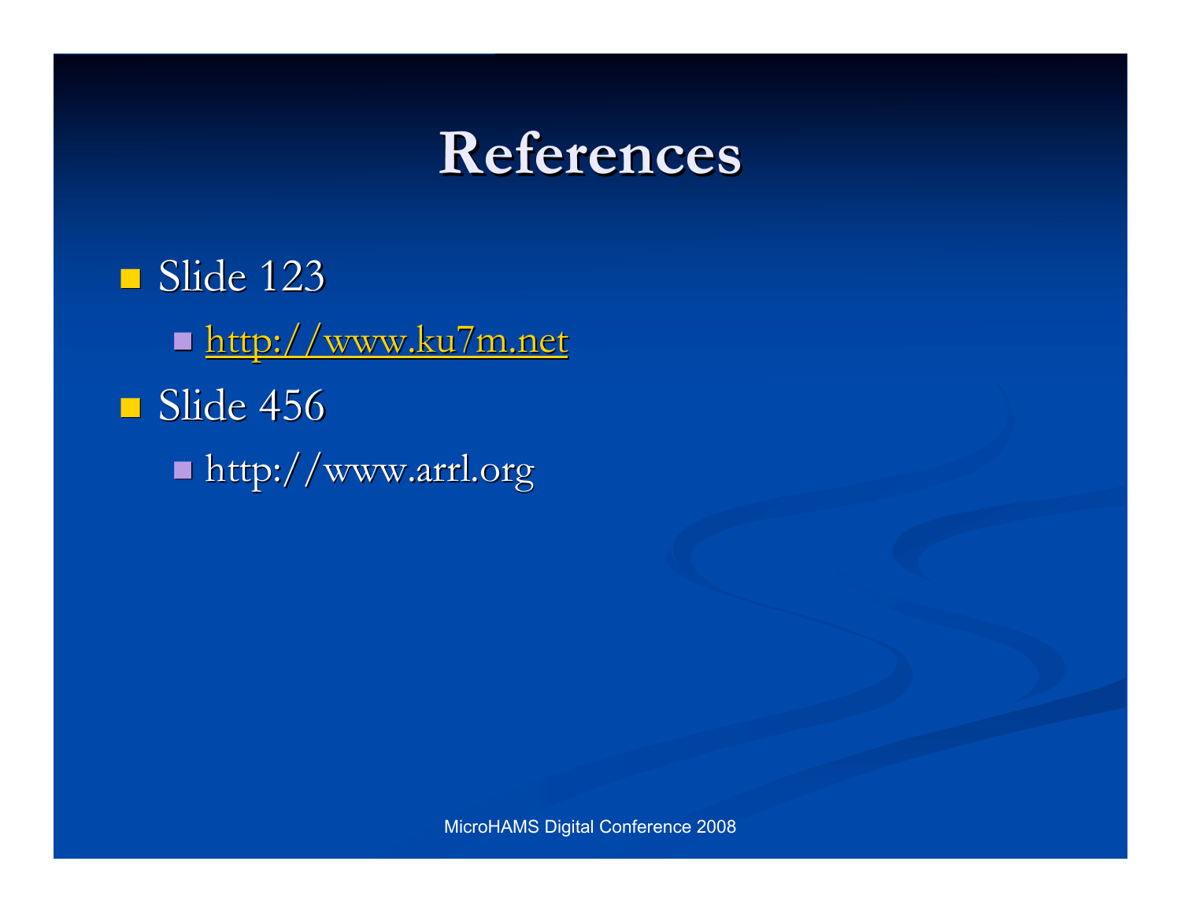# References

- Slide 123
  - http://www.ku7m.net
- Slide 456
  - http://www.arrl.org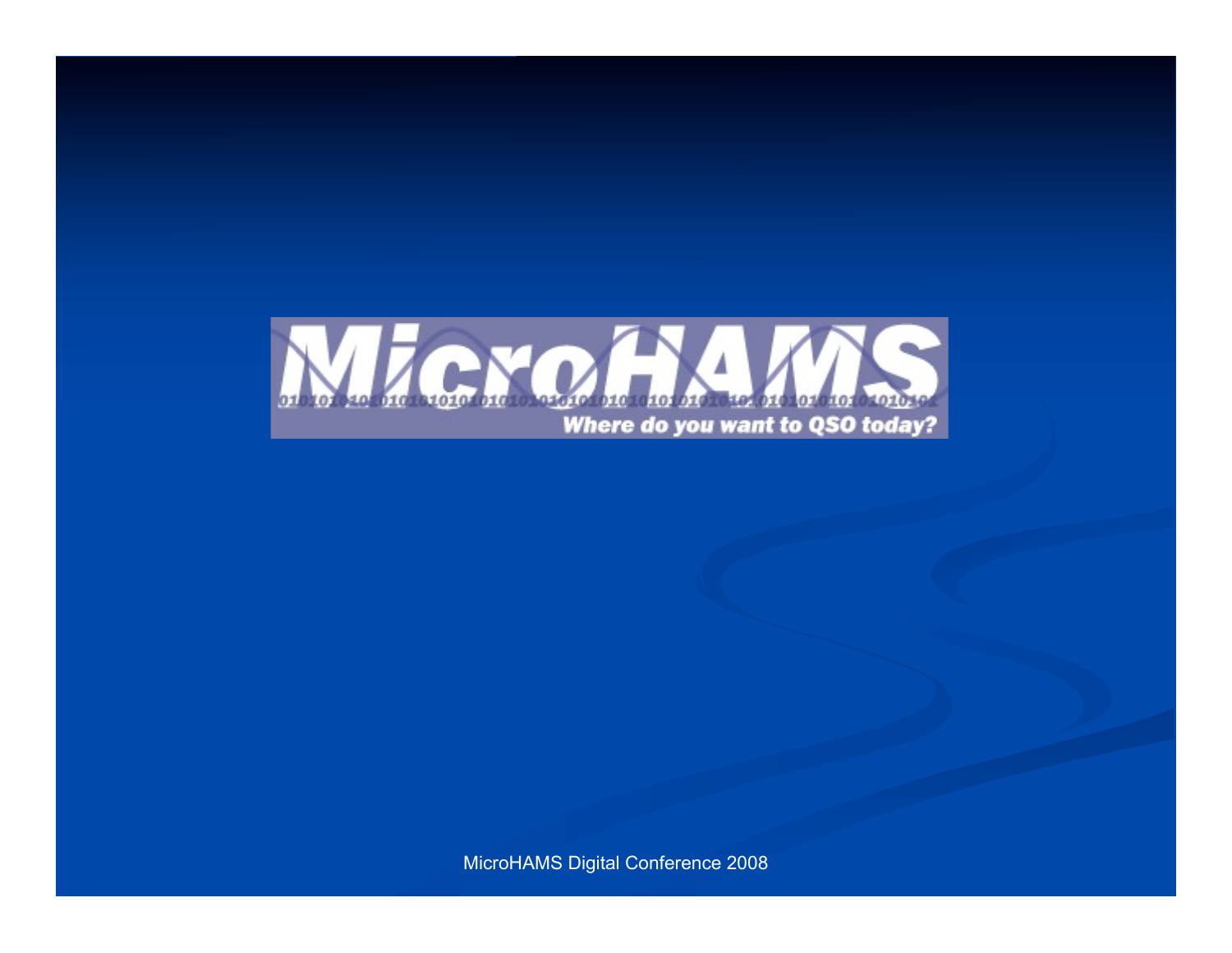MicroHAMS

Where do you want to QSO today?

MicroHAMS Digital Conference 2008